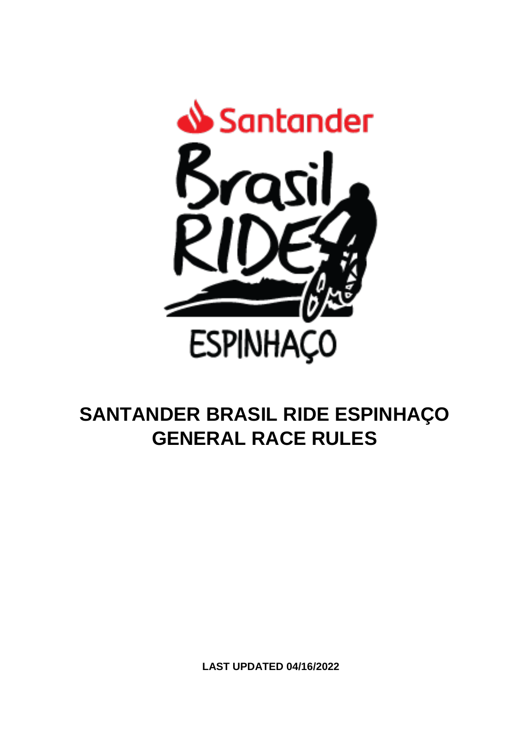# SANTANDER BRASIL RIDE ESPINHAÇO GENERAL RACE RULES

**LAST UPDATED 04/16/2022**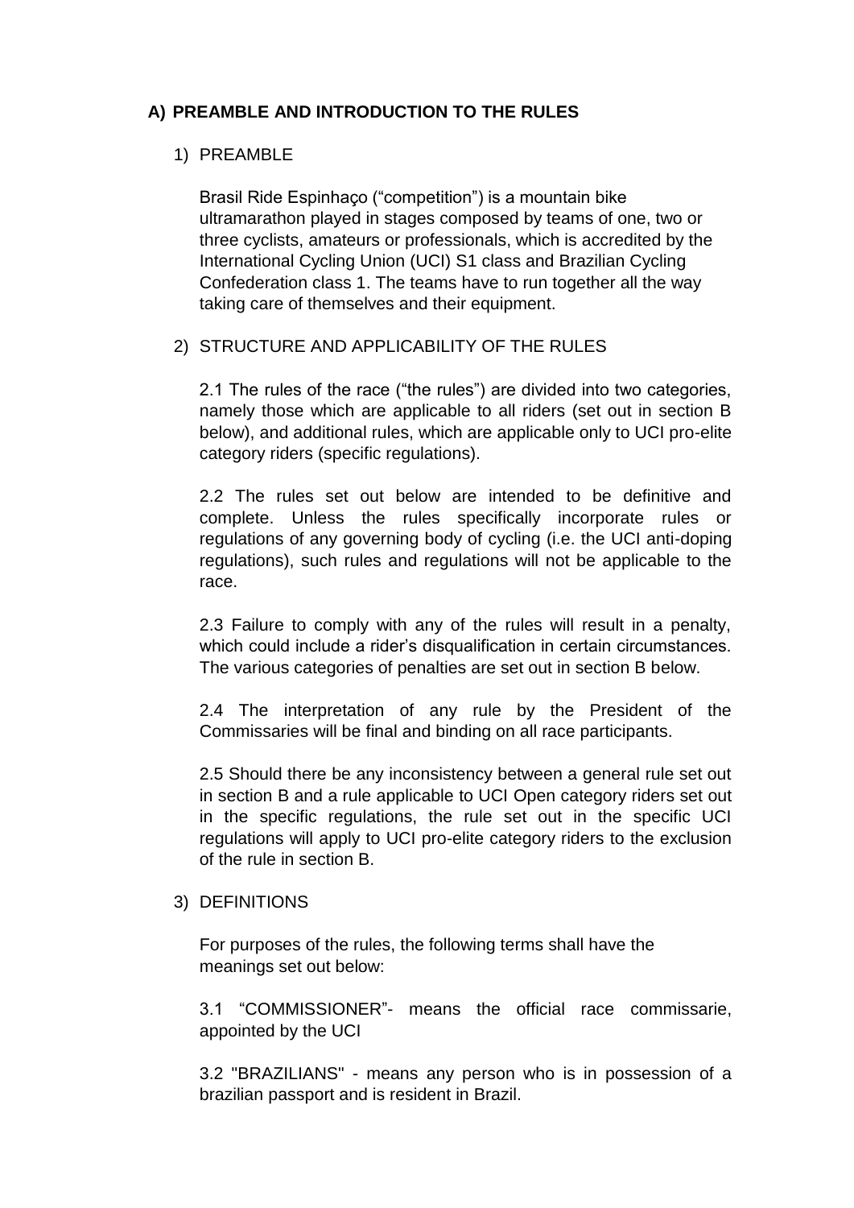## A) PREAMBLE AND INTRODUCTION TO THE RULES

### 1) PREAMBLE

Brasil Ride Espinhaço (“competition”) is a mountain bike ultramarathon played in stages composed by teams of one, two or three cyclists, amateurs or professionals, which is accredited by the International Cycling Union (UCI) S1 class and Brazilian Cycling Confederation class 1. The teams have to run together all the way taking care of themselves and their equipment.

### 2) STRUCTURE AND APPLICABILITY OF THE RULES

2.1 The rules of the race (“the rules”) are divided into two categories, namely those which are applicable to all riders (set out in section B below), and additional rules, which are applicable only to UCI pro-elite category riders (specific regulations).

2.2 The rules set out below are intended to be definitive and complete. Unless the rules specifically incorporate rules or regulations of any governing body of cycling (i.e. the UCI anti-doping regulations), such rules and regulations will not be applicable to the race.

2.3 Failure to comply with any of the rules will result in a penalty, which could include a rider’s disqualification in certain circumstances. The various categories of penalties are set out in section B below.

2.4 The interpretation of any rule by the President of the Commissaries will be final and binding on all race participants.

2.5 Should there be any inconsistency between a general rule set out in section B and a rule applicable to UCI Open category riders set out in the specific regulations, the rule set out in the specific UCI regulations will apply to UCI pro-elite category riders to the exclusion of the rule in section B.

### 3) DEFINITIONS

For purposes of the rules, the following terms shall have the meanings set out below:

3.1 “COMMISSIONER”- means the official race commissarie, appointed by the UCI

3.2 "BRAZILIANS" - means any person who is in possession of a brazilian passport and is resident in Brazil.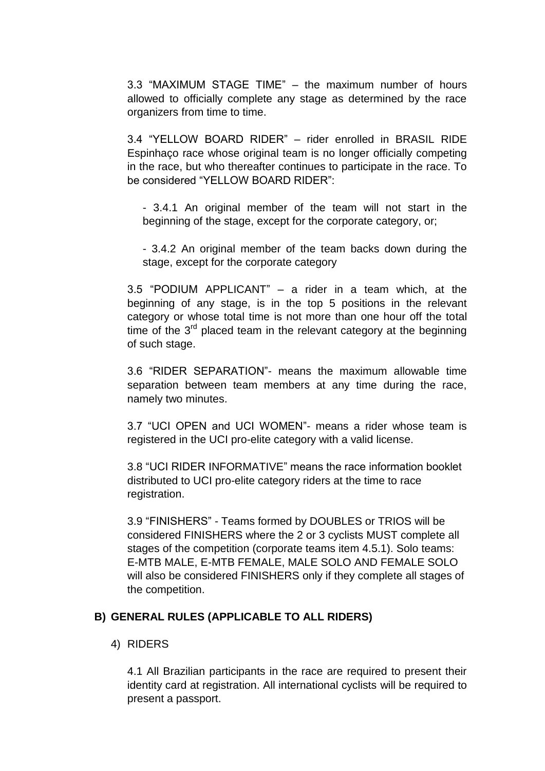3.3 "MAXIMUM STAGE TIME" – the maximum number of hours allowed to officially complete any stage as determined by the race organizers from time to time.

3.4 "YELLOW BOARD RIDER" – rider enrolled in BRASIL RIDE Espinhaço race whose original team is no longer officially competing in the race, but who thereafter continues to participate in the race. To be considered "YELLOW BOARD RIDER":

- 3.4.1 An original member of the team will not start in the beginning of the stage, except for the corporate category, or;

- 3.4.2 An original member of the team backs down during the stage, except for the corporate category

3.5 "PODIUM APPLICANT" – a rider in a team which, at the beginning of any stage, is in the top 5 positions in the relevant category or whose total time is not more than one hour off the total time of the 3rd placed team in the relevant category at the beginning of such stage.

3.6 "RIDER SEPARATION"- means the maximum allowable time separation between team members at any time during the race, namely two minutes.

3.7 "UCI OPEN and UCI WOMEN"- means a rider whose team is registered in the UCI pro-elite category with a valid license.

3.8 "UCI RIDER INFORMATIVE" means the race information booklet distributed to UCI pro-elite category riders at the time to race registration.

3.9 "FINISHERS" - Teams formed by DOUBLES or TRIOS will be considered FINISHERS where the 2 or 3 cyclists MUST complete all stages of the competition (corporate teams item 4.5.1). Solo teams: E-MTB MALE, E-MTB FEMALE, MALE SOLO AND FEMALE SOLO will also be considered FINISHERS only if they complete all stages of the competition.

## B) GENERAL RULES (APPLICABLE TO ALL RIDERS)

4) RIDERS

4.1 All Brazilian participants in the race are required to present their identity card at registration. All international cyclists will be required to present a passport.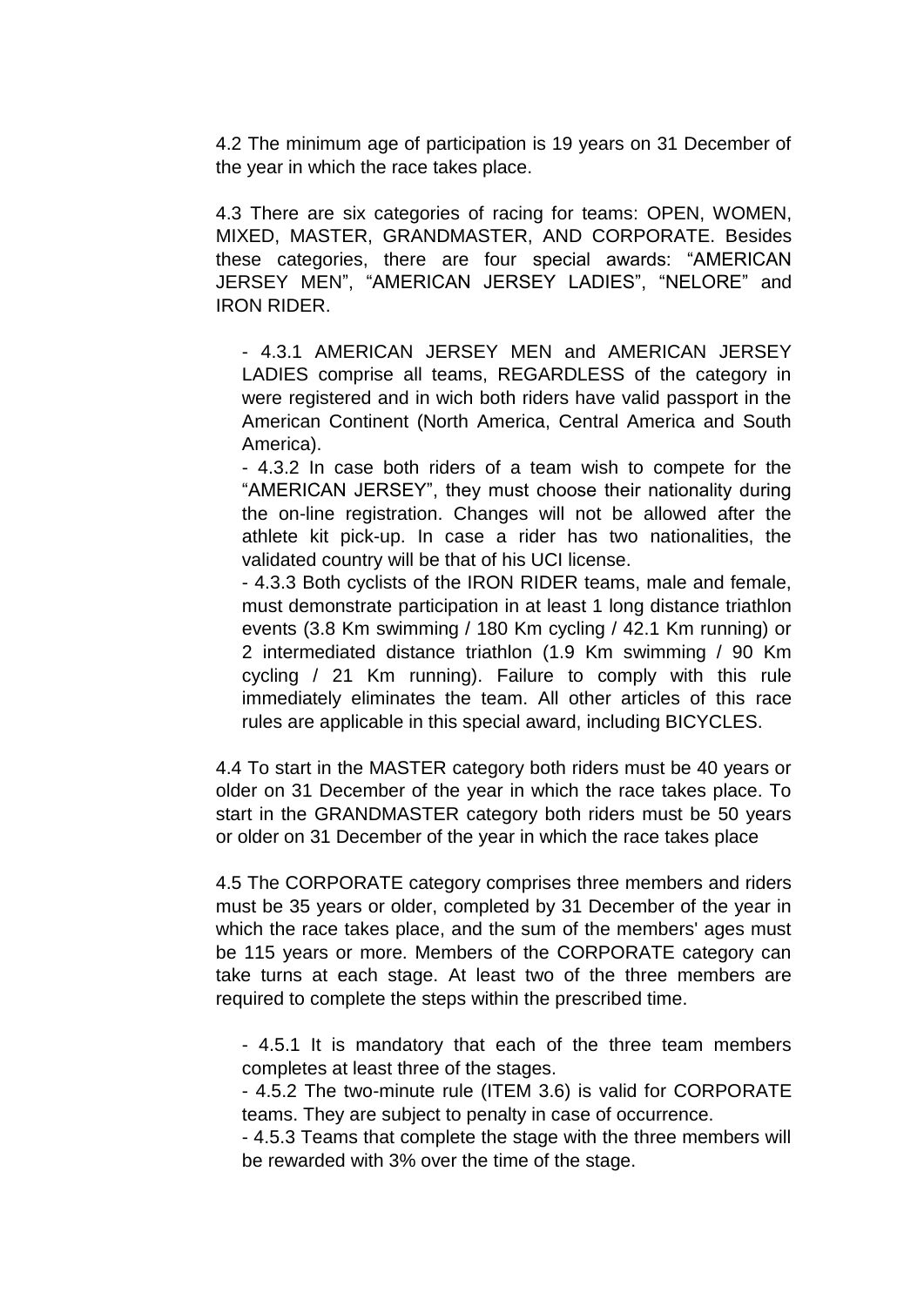4.2 The minimum age of participation is 19 years on 31 December of the year in which the race takes place.

4.3 There are six categories of racing for teams: OPEN, WOMEN, MIXED, MASTER, GRANDMASTER, AND CORPORATE. Besides these categories, there are four special awards: “AMERICAN JERSEY MEN”, “AMERICAN JERSEY LADIES”, “NELORE” and IRON RIDER.

- 4.3.1 AMERICAN JERSEY MEN and AMERICAN JERSEY LADIES comprise all teams, REGARDLESS of the category in were registered and in wich both riders have valid passport in the American Continent (North America, Central America and South America).
- 4.3.2 In case both riders of a team wish to compete for the “AMERICAN JERSEY”, they must choose their nationality during the on-line registration. Changes will not be allowed after the athlete kit pick-up. In case a rider has two nationalities, the validated country will be that of his UCI license.
- 4.3.3 Both cyclists of the IRON RIDER teams, male and female, must demonstrate participation in at least 1 long distance triathlon events (3.8 Km swimming / 180 Km cycling / 42.1 Km running) or 2 intermediated distance triathlon (1.9 Km swimming / 90 Km cycling / 21 Km running). Failure to comply with this rule immediately eliminates the team. All other articles of this race rules are applicable in this special award, including BICYCLES.

4.4 To start in the MASTER category both riders must be 40 years or older on 31 December of the year in which the race takes place. To start in the GRANDMASTER category both riders must be 50 years or older on 31 December of the year in which the race takes place

4.5 The CORPORATE category comprises three members and riders must be 35 years or older, completed by 31 December of the year in which the race takes place, and the sum of the members' ages must be 115 years or more. Members of the CORPORATE category can take turns at each stage. At least two of the three members are required to complete the steps within the prescribed time.

- 4.5.1 It is mandatory that each of the three team members completes at least three of the stages.
- 4.5.2 The two-minute rule (ITEM 3.6) is valid for CORPORATE teams. They are subject to penalty in case of occurrence.
- 4.5.3 Teams that complete the stage with the three members will be rewarded with 3% over the time of the stage.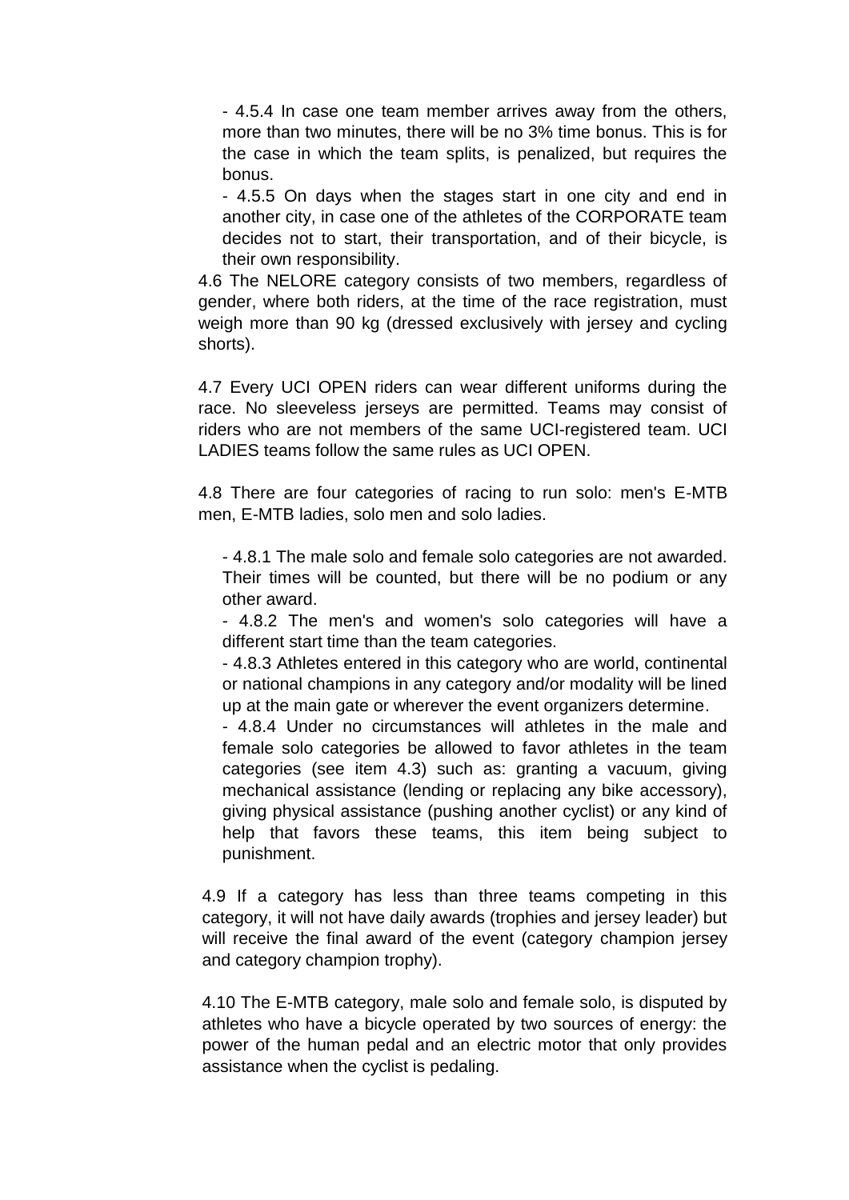- 4.5.4 In case one team member arrives away from the others, more than two minutes, there will be no 3% time bonus. This is for the case in which the team splits, is penalized, but requires the bonus.

- 4.5.5 On days when the stages start in one city and end in another city, in case one of the athletes of the CORPORATE team decides not to start, their transportation, and of their bicycle, is their own responsibility.

4.6 The NELORE category consists of two members, regardless of gender, where both riders, at the time of the race registration, must weigh more than 90 kg (dressed exclusively with jersey and cycling shorts).

4.7 Every UCI OPEN riders can wear different uniforms during the race. No sleeveless jerseys are permitted. Teams may consist of riders who are not members of the same UCI-registered team. UCI LADIES teams follow the same rules as UCI OPEN.

4.8 There are four categories of racing to run solo: men's E-MTB men, E-MTB ladies, solo men and solo ladies.

- 4.8.1 The male solo and female solo categories are not awarded. Their times will be counted, but there will be no podium or any other award.

- 4.8.2 The men's and women's solo categories will have a different start time than the team categories.

- 4.8.3 Athletes entered in this category who are world, continental or national champions in any category and/or modality will be lined up at the main gate or wherever the event organizers determine.

- 4.8.4 Under no circumstances will athletes in the male and female solo categories be allowed to favor athletes in the team categories (see item 4.3) such as: granting a vacuum, giving mechanical assistance (lending or replacing any bike accessory), giving physical assistance (pushing another cyclist) or any kind of help that favors these teams, this item being subject to punishment.

4.9 If a category has less than three teams competing in this category, it will not have daily awards (trophies and jersey leader) but will receive the final award of the event (category champion jersey and category champion trophy).

4.10 The E-MTB category, male solo and female solo, is disputed by athletes who have a bicycle operated by two sources of energy: the power of the human pedal and an electric motor that only provides assistance when the cyclist is pedaling.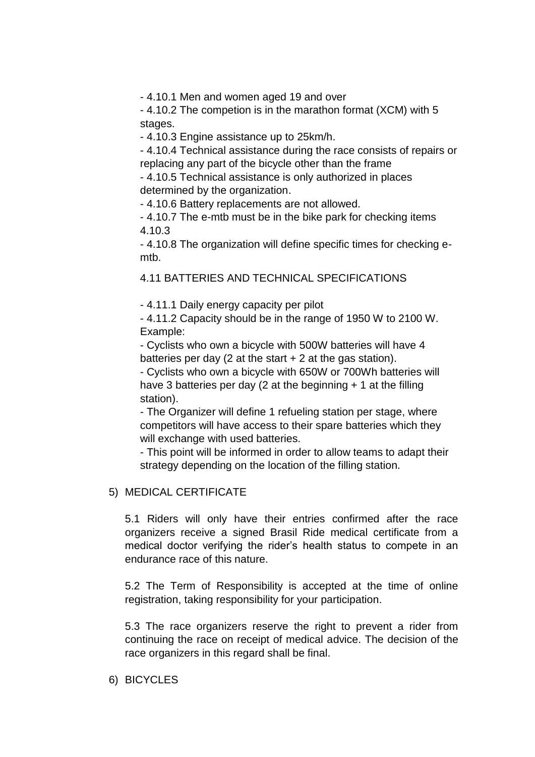- 4.10.1 Men and women aged 19 and over
- 4.10.2 The competion is in the marathon format (XCM) with 5 stages.
- 4.10.3 Engine assistance up to 25km/h.
- 4.10.4 Technical assistance during the race consists of repairs or replacing any part of the bicycle other than the frame
- 4.10.5 Technical assistance is only authorized in places determined by the organization.
- 4.10.6 Battery replacements are not allowed.
- 4.10.7 The e-mtb must be in the bike park for checking items 4.10.3
- 4.10.8 The organization will define specific times for checking e-mtb.

4.11 BATTERIES AND TECHNICAL SPECIFICATIONS

- 4.11.1 Daily energy capacity per pilot
- 4.11.2 Capacity should be in the range of 1950 W to 2100 W. Example:
- Cyclists who own a bicycle with 500W batteries will have 4 batteries per day (2 at the start + 2 at the gas station).
- Cyclists who own a bicycle with 650W or 700Wh batteries will have 3 batteries per day (2 at the beginning + 1 at the filling station).
- The Organizer will define 1 refueling station per stage, where competitors will have access to their spare batteries which they will exchange with used batteries.
- This point will be informed in order to allow teams to adapt their strategy depending on the location of the filling station.

5) MEDICAL CERTIFICATE

5.1 Riders will only have their entries confirmed after the race organizers receive a signed Brasil Ride medical certificate from a medical doctor verifying the rider's health status to compete in an endurance race of this nature.

5.2 The Term of Responsibility is accepted at the time of online registration, taking responsibility for your participation.

5.3 The race organizers reserve the right to prevent a rider from continuing the race on receipt of medical advice. The decision of the race organizers in this regard shall be final.

6) BICYCLES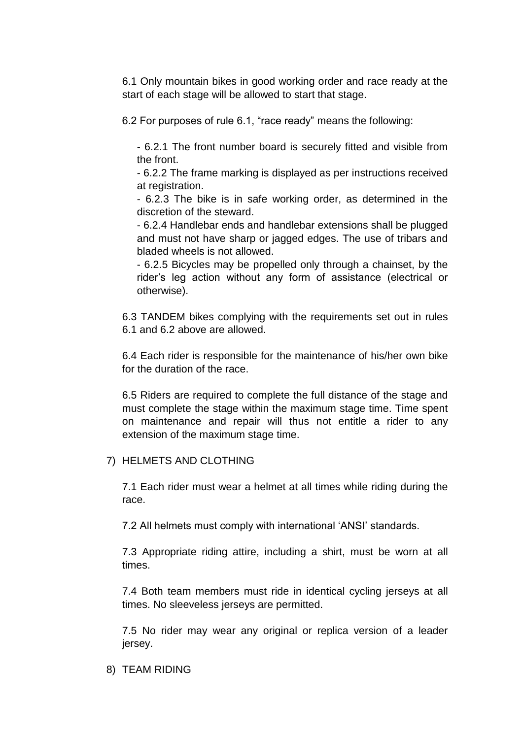6.1 Only mountain bikes in good working order and race ready at the start of each stage will be allowed to start that stage.

6.2 For purposes of rule 6.1, "race ready" means the following:

- 6.2.1 The front number board is securely fitted and visible from the front.
- 6.2.2 The frame marking is displayed as per instructions received at registration.
- 6.2.3 The bike is in safe working order, as determined in the discretion of the steward.
- 6.2.4 Handlebar ends and handlebar extensions shall be plugged and must not have sharp or jagged edges. The use of tribars and bladed wheels is not allowed.
- 6.2.5 Bicycles may be propelled only through a chainset, by the rider's leg action without any form of assistance (electrical or otherwise).

6.3 TANDEM bikes complying with the requirements set out in rules 6.1 and 6.2 above are allowed.

6.4 Each rider is responsible for the maintenance of his/her own bike for the duration of the race.

6.5 Riders are required to complete the full distance of the stage and must complete the stage within the maximum stage time. Time spent on maintenance and repair will thus not entitle a rider to any extension of the maximum stage time.

## 7) HELMETS AND CLOTHING

7.1 Each rider must wear a helmet at all times while riding during the race.

7.2 All helmets must comply with international 'ANSI' standards.

7.3 Appropriate riding attire, including a shirt, must be worn at all times.

7.4 Both team members must ride in identical cycling jerseys at all times. No sleeveless jerseys are permitted.

7.5 No rider may wear any original or replica version of a leader jersey.

## 8) TEAM RIDING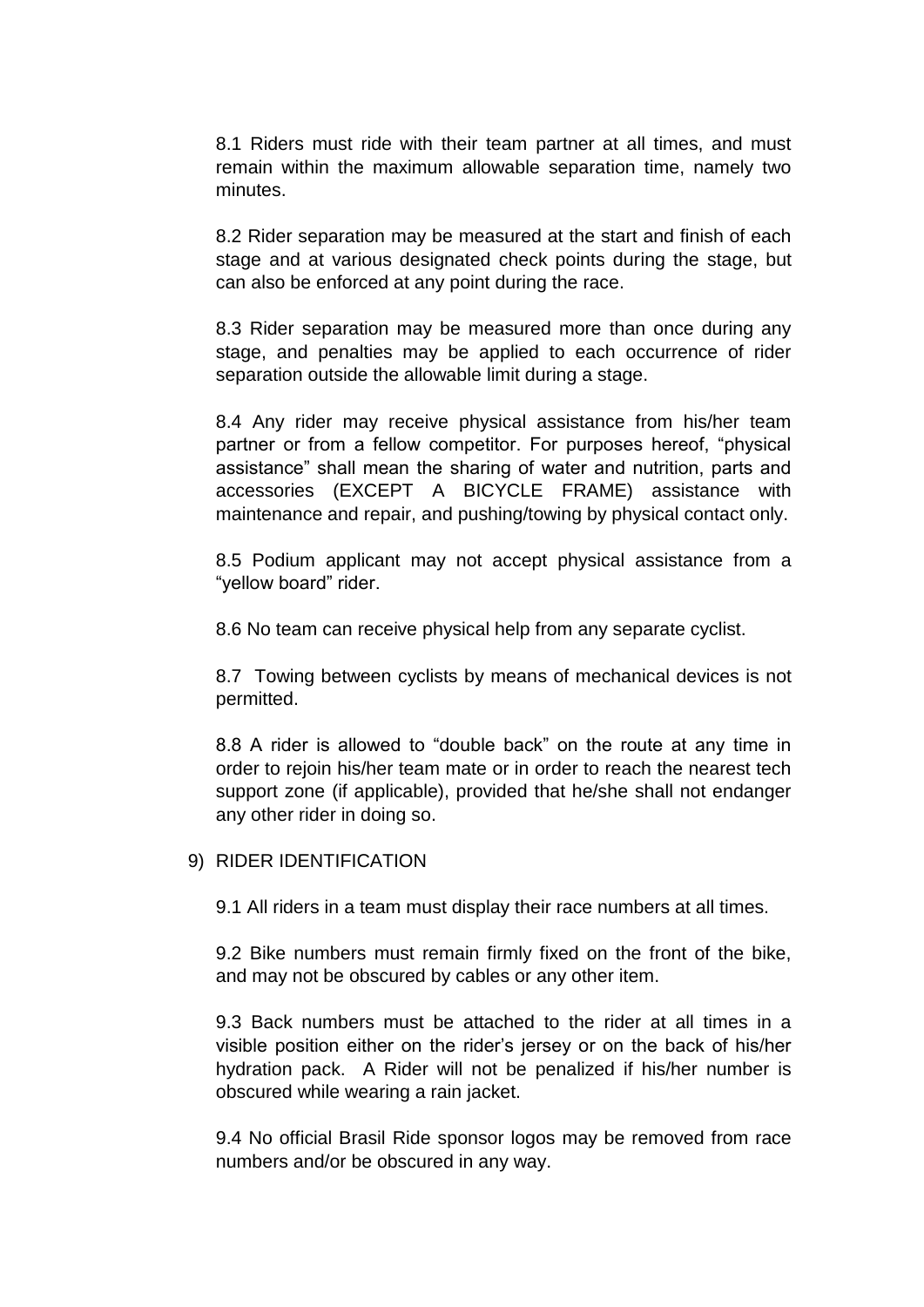8.1 Riders must ride with their team partner at all times, and must remain within the maximum allowable separation time, namely two minutes.

8.2 Rider separation may be measured at the start and finish of each stage and at various designated check points during the stage, but can also be enforced at any point during the race.

8.3 Rider separation may be measured more than once during any stage, and penalties may be applied to each occurrence of rider separation outside the allowable limit during a stage.

8.4 Any rider may receive physical assistance from his/her team partner or from a fellow competitor. For purposes hereof, "physical assistance" shall mean the sharing of water and nutrition, parts and accessories (EXCEPT A BICYCLE FRAME) assistance with maintenance and repair, and pushing/towing by physical contact only.

8.5 Podium applicant may not accept physical assistance from a "yellow board" rider.

8.6 No team can receive physical help from any separate cyclist.

8.7 Towing between cyclists by means of mechanical devices is not permitted.

8.8 A rider is allowed to "double back" on the route at any time in order to rejoin his/her team mate or in order to reach the nearest tech support zone (if applicable), provided that he/she shall not endanger any other rider in doing so.

## 9) RIDER IDENTIFICATION

9.1 All riders in a team must display their race numbers at all times.

9.2 Bike numbers must remain firmly fixed on the front of the bike, and may not be obscured by cables or any other item.

9.3 Back numbers must be attached to the rider at all times in a visible position either on the rider's jersey or on the back of his/her hydration pack. A Rider will not be penalized if his/her number is obscured while wearing a rain jacket.

9.4 No official Brasil Ride sponsor logos may be removed from race numbers and/or be obscured in any way.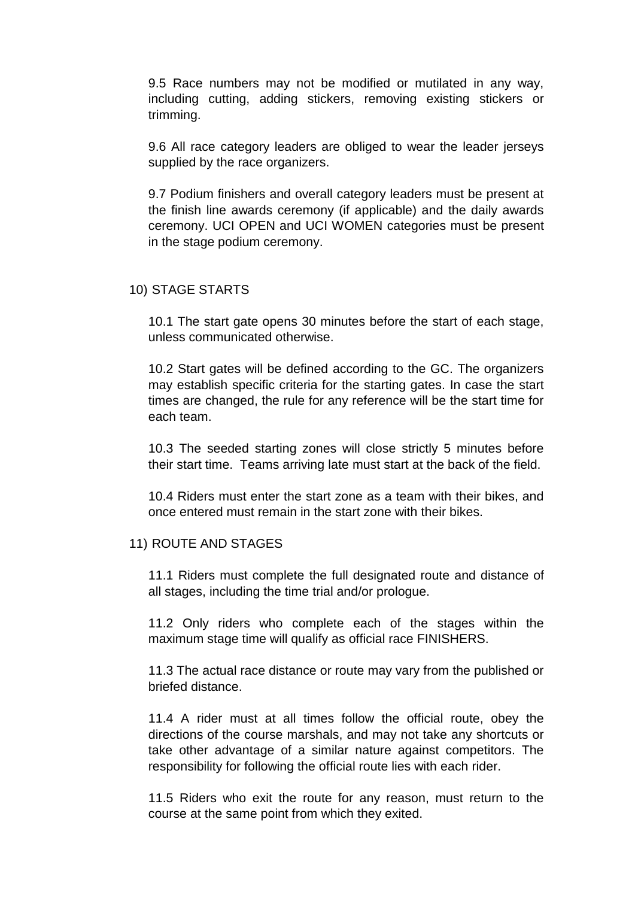9.5 Race numbers may not be modified or mutilated in any way, including cutting, adding stickers, removing existing stickers or trimming.

9.6 All race category leaders are obliged to wear the leader jerseys supplied by the race organizers.

9.7 Podium finishers and overall category leaders must be present at the finish line awards ceremony (if applicable) and the daily awards ceremony. UCI OPEN and UCI WOMEN categories must be present in the stage podium ceremony.

## 10) STAGE STARTS

10.1 The start gate opens 30 minutes before the start of each stage, unless communicated otherwise.

10.2 Start gates will be defined according to the GC. The organizers may establish specific criteria for the starting gates. In case the start times are changed, the rule for any reference will be the start time for each team.

10.3 The seeded starting zones will close strictly 5 minutes before their start time. Teams arriving late must start at the back of the field.

10.4 Riders must enter the start zone as a team with their bikes, and once entered must remain in the start zone with their bikes.

## 11) ROUTE AND STAGES

11.1 Riders must complete the full designated route and distance of all stages, including the time trial and/or prologue.

11.2 Only riders who complete each of the stages within the maximum stage time will qualify as official race FINISHERS.

11.3 The actual race distance or route may vary from the published or briefed distance.

11.4 A rider must at all times follow the official route, obey the directions of the course marshals, and may not take any shortcuts or take other advantage of a similar nature against competitors. The responsibility for following the official route lies with each rider.

11.5 Riders who exit the route for any reason, must return to the course at the same point from which they exited.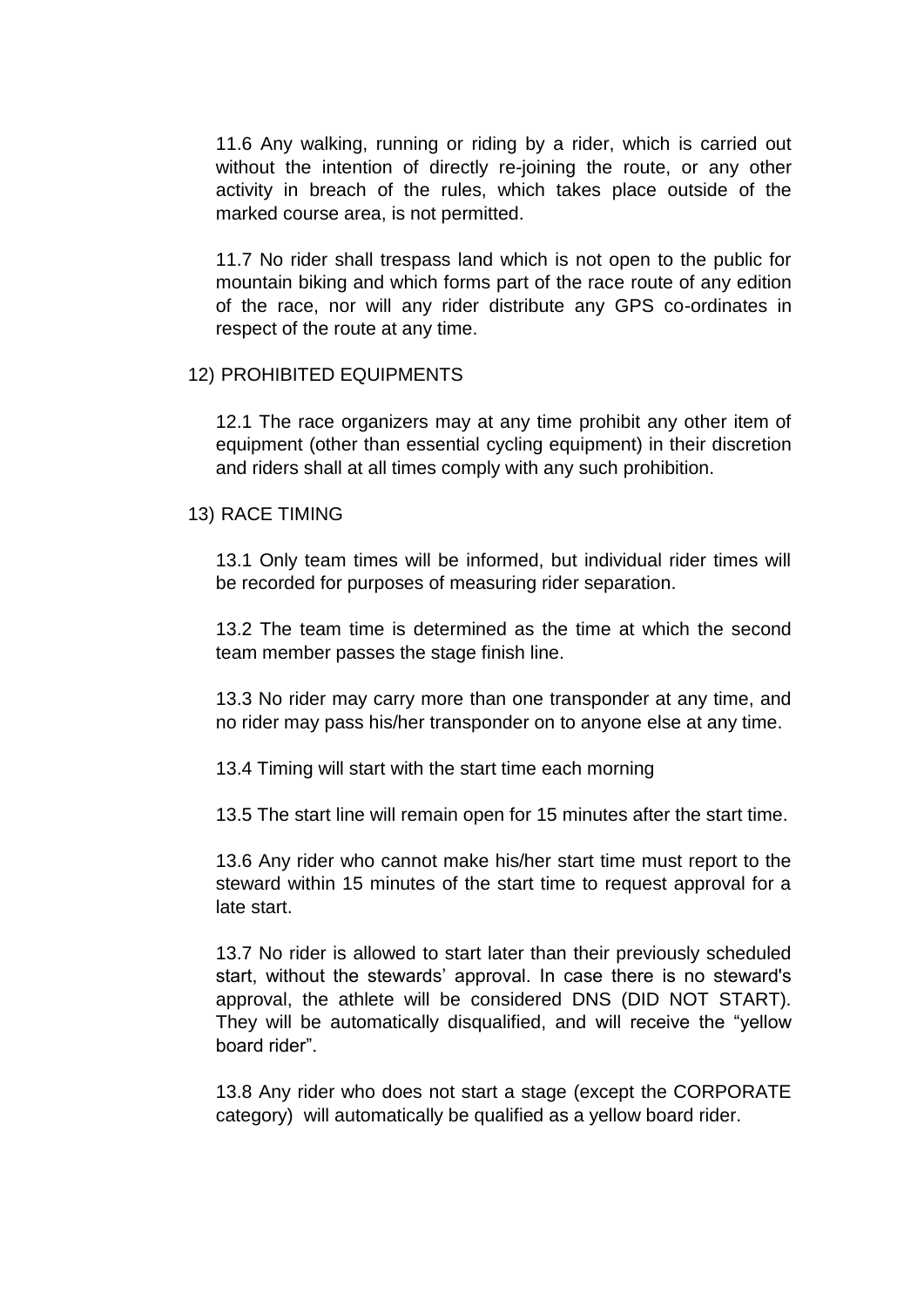11.6 Any walking, running or riding by a rider, which is carried out without the intention of directly re-joining the route, or any other activity in breach of the rules, which takes place outside of the marked course area, is not permitted.

11.7 No rider shall trespass land which is not open to the public for mountain biking and which forms part of the race route of any edition of the race, nor will any rider distribute any GPS co-ordinates in respect of the route at any time.

## 12) PROHIBITED EQUIPMENTS

12.1 The race organizers may at any time prohibit any other item of equipment (other than essential cycling equipment) in their discretion and riders shall at all times comply with any such prohibition.

## 13) RACE TIMING

13.1 Only team times will be informed, but individual rider times will be recorded for purposes of measuring rider separation.

13.2 The team time is determined as the time at which the second team member passes the stage finish line.

13.3 No rider may carry more than one transponder at any time, and no rider may pass his/her transponder on to anyone else at any time.

13.4 Timing will start with the start time each morning

13.5 The start line will remain open for 15 minutes after the start time.

13.6 Any rider who cannot make his/her start time must report to the steward within 15 minutes of the start time to request approval for a late start.

13.7 No rider is allowed to start later than their previously scheduled start, without the stewards' approval. In case there is no steward's approval, the athlete will be considered DNS (DID NOT START). They will be automatically disqualified, and will receive the "yellow board rider".

13.8 Any rider who does not start a stage (except the CORPORATE category) will automatically be qualified as a yellow board rider.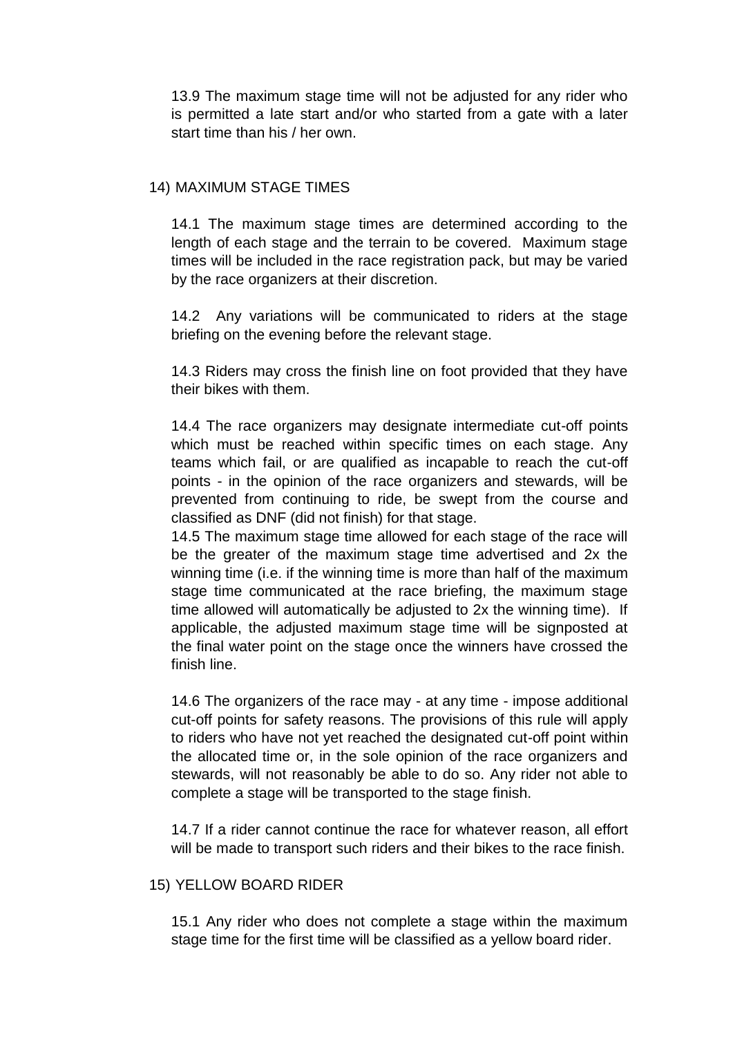13.9 The maximum stage time will not be adjusted for any rider who is permitted a late start and/or who started from a gate with a later start time than his / her own.

## 14) MAXIMUM STAGE TIMES

14.1 The maximum stage times are determined according to the length of each stage and the terrain to be covered. Maximum stage times will be included in the race registration pack, but may be varied by the race organizers at their discretion.

14.2 Any variations will be communicated to riders at the stage briefing on the evening before the relevant stage.

14.3 Riders may cross the finish line on foot provided that they have their bikes with them.

14.4 The race organizers may designate intermediate cut-off points which must be reached within specific times on each stage. Any teams which fail, or are qualified as incapable to reach the cut-off points - in the opinion of the race organizers and stewards, will be prevented from continuing to ride, be swept from the course and classified as DNF (did not finish) for that stage.

14.5 The maximum stage time allowed for each stage of the race will be the greater of the maximum stage time advertised and 2x the winning time (i.e. if the winning time is more than half of the maximum stage time communicated at the race briefing, the maximum stage time allowed will automatically be adjusted to 2x the winning time). If applicable, the adjusted maximum stage time will be signposted at the final water point on the stage once the winners have crossed the finish line.

14.6 The organizers of the race may - at any time - impose additional cut-off points for safety reasons. The provisions of this rule will apply to riders who have not yet reached the designated cut-off point within the allocated time or, in the sole opinion of the race organizers and stewards, will not reasonably be able to do so. Any rider not able to complete a stage will be transported to the stage finish.

14.7 If a rider cannot continue the race for whatever reason, all effort will be made to transport such riders and their bikes to the race finish.

## 15) YELLOW BOARD RIDER

15.1 Any rider who does not complete a stage within the maximum stage time for the first time will be classified as a yellow board rider.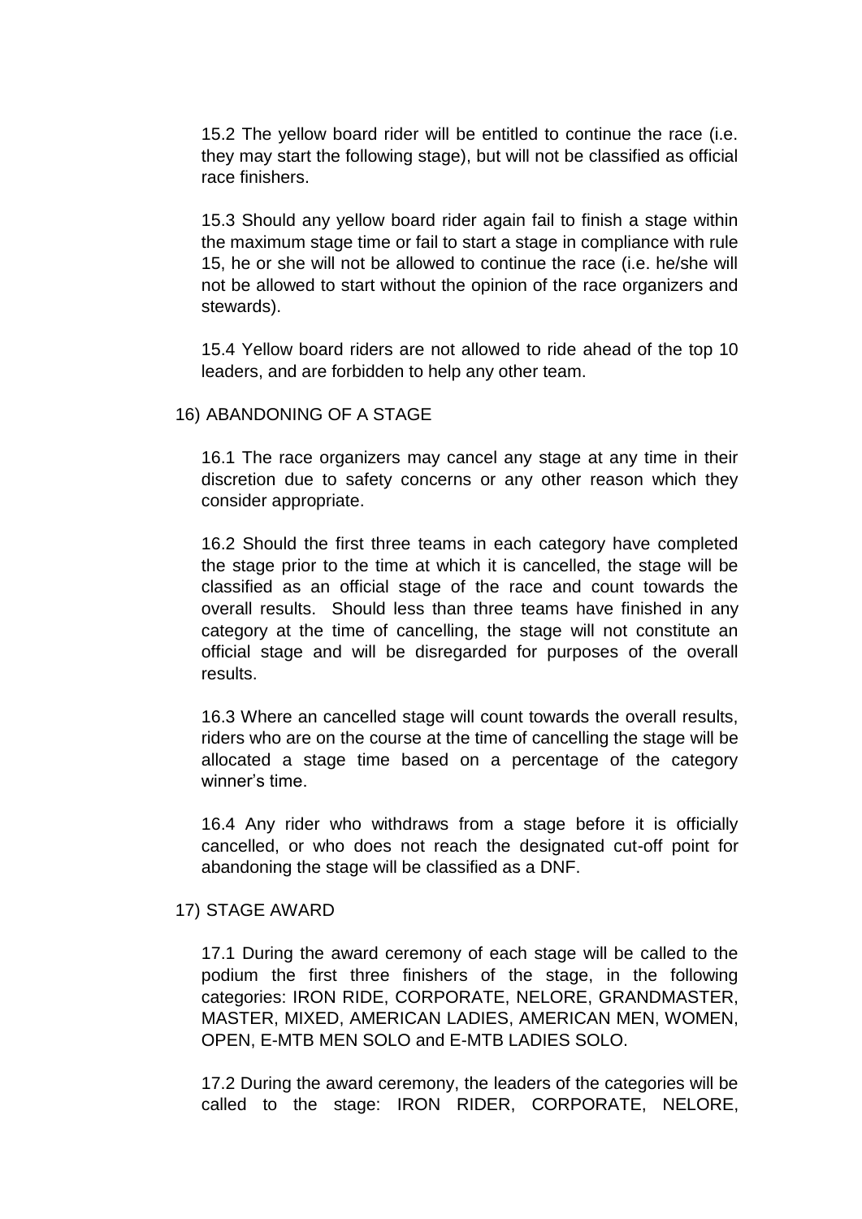15.2 The yellow board rider will be entitled to continue the race (i.e. they may start the following stage), but will not be classified as official race finishers.

15.3 Should any yellow board rider again fail to finish a stage within the maximum stage time or fail to start a stage in compliance with rule 15, he or she will not be allowed to continue the race (i.e. he/she will not be allowed to start without the opinion of the race organizers and stewards).

15.4 Yellow board riders are not allowed to ride ahead of the top 10 leaders, and are forbidden to help any other team.

## 16) ABANDONING OF A STAGE

16.1 The race organizers may cancel any stage at any time in their discretion due to safety concerns or any other reason which they consider appropriate.

16.2 Should the first three teams in each category have completed the stage prior to the time at which it is cancelled, the stage will be classified as an official stage of the race and count towards the overall results. Should less than three teams have finished in any category at the time of cancelling, the stage will not constitute an official stage and will be disregarded for purposes of the overall results.

16.3 Where an cancelled stage will count towards the overall results, riders who are on the course at the time of cancelling the stage will be allocated a stage time based on a percentage of the category winner's time.

16.4 Any rider who withdraws from a stage before it is officially cancelled, or who does not reach the designated cut-off point for abandoning the stage will be classified as a DNF.

## 17) STAGE AWARD

17.1 During the award ceremony of each stage will be called to the podium the first three finishers of the stage, in the following categories: IRON RIDE, CORPORATE, NELORE, GRANDMASTER, MASTER, MIXED, AMERICAN LADIES, AMERICAN MEN, WOMEN, OPEN, E-MTB MEN SOLO and E-MTB LADIES SOLO.

17.2 During the award ceremony, the leaders of the categories will be called to the stage: IRON RIDER, CORPORATE, NELORE,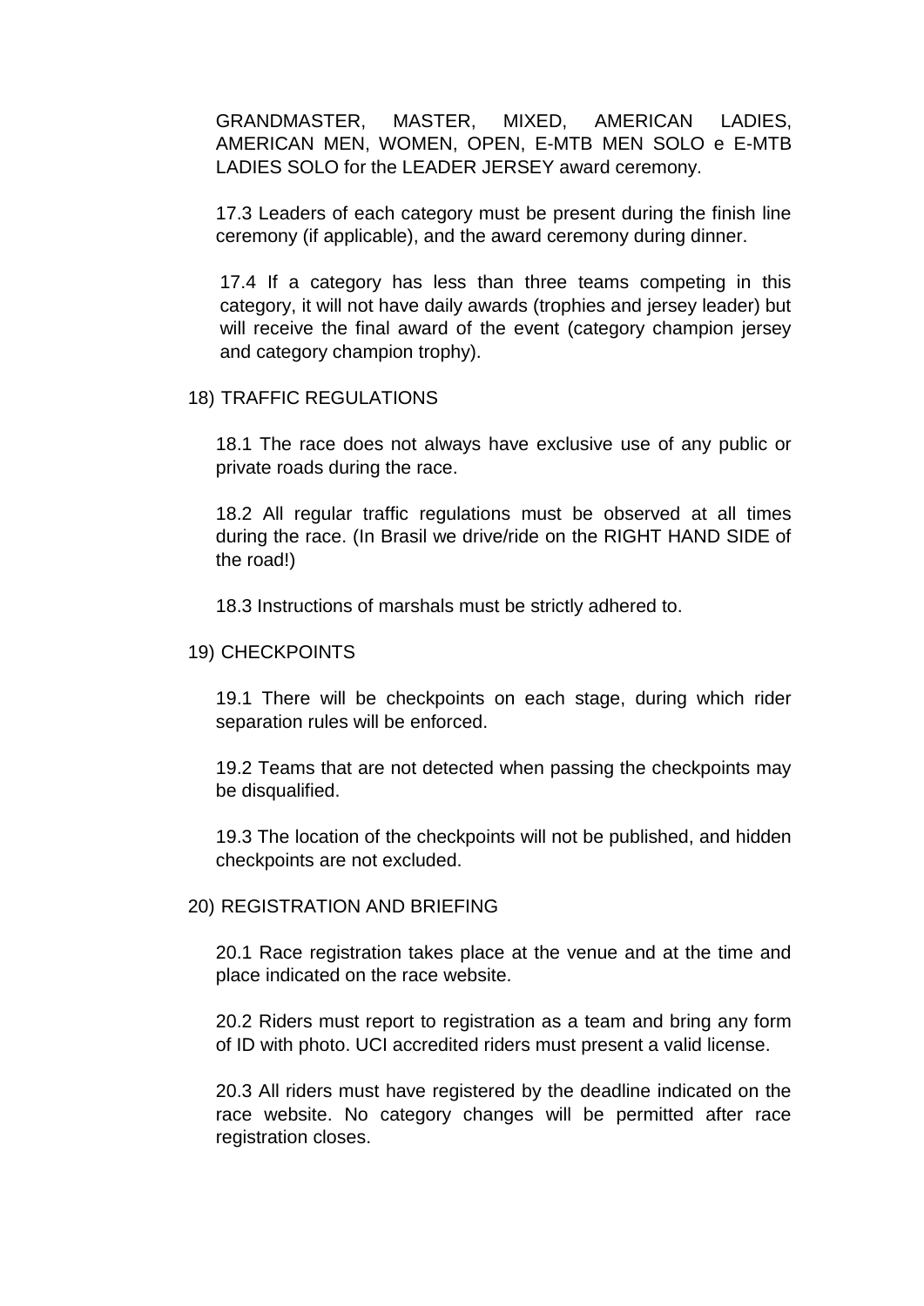GRANDMASTER, MASTER, MIXED, AMERICAN LADIES, AMERICAN MEN, WOMEN, OPEN, E-MTB MEN SOLO e E-MTB LADIES SOLO for the LEADER JERSEY award ceremony.

17.3 Leaders of each category must be present during the finish line ceremony (if applicable), and the award ceremony during dinner.

17.4 If a category has less than three teams competing in this category, it will not have daily awards (trophies and jersey leader) but will receive the final award of the event (category champion jersey and category champion trophy).

## 18) TRAFFIC REGULATIONS

18.1 The race does not always have exclusive use of any public or private roads during the race.

18.2 All regular traffic regulations must be observed at all times during the race. (In Brasil we drive/ride on the RIGHT HAND SIDE of the road!)

18.3 Instructions of marshals must be strictly adhered to.

## 19) CHECKPOINTS

19.1 There will be checkpoints on each stage, during which rider separation rules will be enforced.

19.2 Teams that are not detected when passing the checkpoints may be disqualified.

19.3 The location of the checkpoints will not be published, and hidden checkpoints are not excluded.

## 20) REGISTRATION AND BRIEFING

20.1 Race registration takes place at the venue and at the time and place indicated on the race website.

20.2 Riders must report to registration as a team and bring any form of ID with photo. UCI accredited riders must present a valid license.

20.3 All riders must have registered by the deadline indicated on the race website. No category changes will be permitted after race registration closes.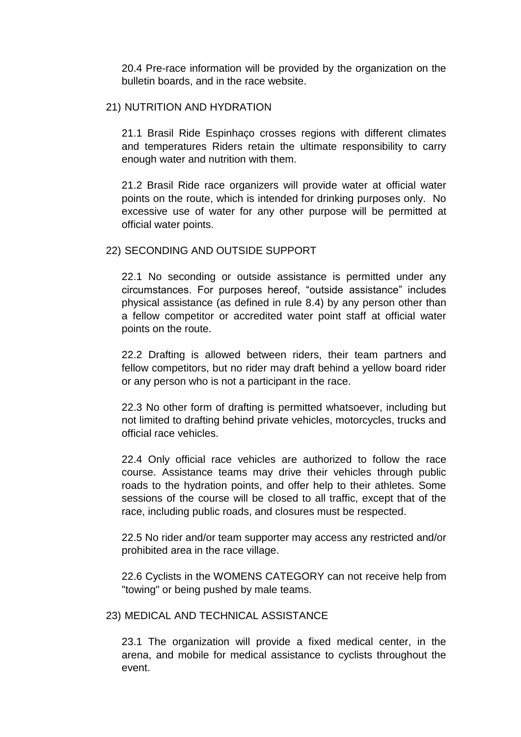20.4 Pre-race information will be provided by the organization on the bulletin boards, and in the race website.

## 21) NUTRITION AND HYDRATION

21.1 Brasil Ride Espinhaço crosses regions with different climates and temperatures Riders retain the ultimate responsibility to carry enough water and nutrition with them.

21.2 Brasil Ride race organizers will provide water at official water points on the route, which is intended for drinking purposes only. No excessive use of water for any other purpose will be permitted at official water points.

## 22) SECONDING AND OUTSIDE SUPPORT

22.1 No seconding or outside assistance is permitted under any circumstances. For purposes hereof, "outside assistance" includes physical assistance (as defined in rule 8.4) by any person other than a fellow competitor or accredited water point staff at official water points on the route.

22.2 Drafting is allowed between riders, their team partners and fellow competitors, but no rider may draft behind a yellow board rider or any person who is not a participant in the race.

22.3 No other form of drafting is permitted whatsoever, including but not limited to drafting behind private vehicles, motorcycles, trucks and official race vehicles.

22.4 Only official race vehicles are authorized to follow the race course. Assistance teams may drive their vehicles through public roads to the hydration points, and offer help to their athletes. Some sessions of the course will be closed to all traffic, except that of the race, including public roads, and closures must be respected.

22.5 No rider and/or team supporter may access any restricted and/or prohibited area in the race village.

22.6 Cyclists in the WOMENS CATEGORY can not receive help from "towing" or being pushed by male teams.

## 23) MEDICAL AND TECHNICAL ASSISTANCE

23.1 The organization will provide a fixed medical center, in the arena, and mobile for medical assistance to cyclists throughout the event.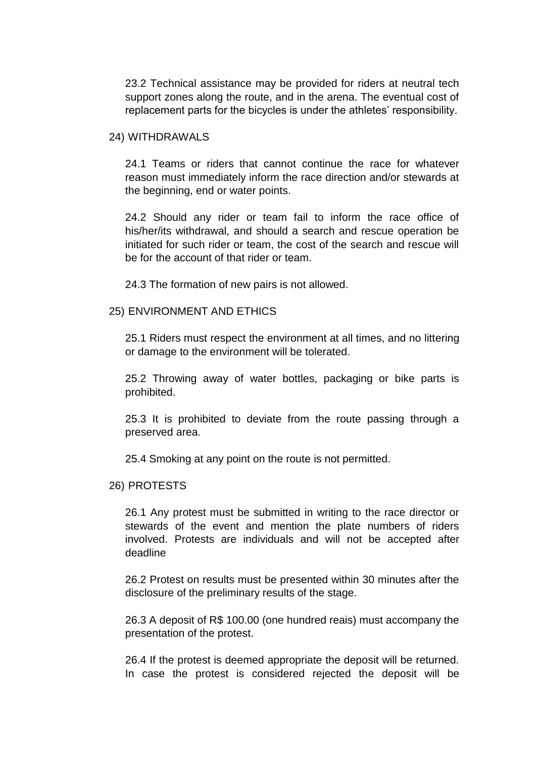23.2 Technical assistance may be provided for riders at neutral tech support zones along the route, and in the arena. The eventual cost of replacement parts for the bicycles is under the athletes' responsibility.

## 24) WITHDRAWALS

24.1 Teams or riders that cannot continue the race for whatever reason must immediately inform the race direction and/or stewards at the beginning, end or water points.

24.2 Should any rider or team fail to inform the race office of his/her/its withdrawal, and should a search and rescue operation be initiated for such rider or team, the cost of the search and rescue will be for the account of that rider or team.

24.3 The formation of new pairs is not allowed.

## 25) ENVIRONMENT AND ETHICS

25.1 Riders must respect the environment at all times, and no littering or damage to the environment will be tolerated.

25.2 Throwing away of water bottles, packaging or bike parts is prohibited.

25.3 It is prohibited to deviate from the route passing through a preserved area.

25.4 Smoking at any point on the route is not permitted.

## 26) PROTESTS

26.1 Any protest must be submitted in writing to the race director or stewards of the event and mention the plate numbers of riders involved. Protests are individuals and will not be accepted after deadline

26.2 Protest on results must be presented within 30 minutes after the disclosure of the preliminary results of the stage.

26.3 A deposit of R$ 100.00 (one hundred reais) must accompany the presentation of the protest.

26.4 If the protest is deemed appropriate the deposit will be returned. In case the protest is considered rejected the deposit will be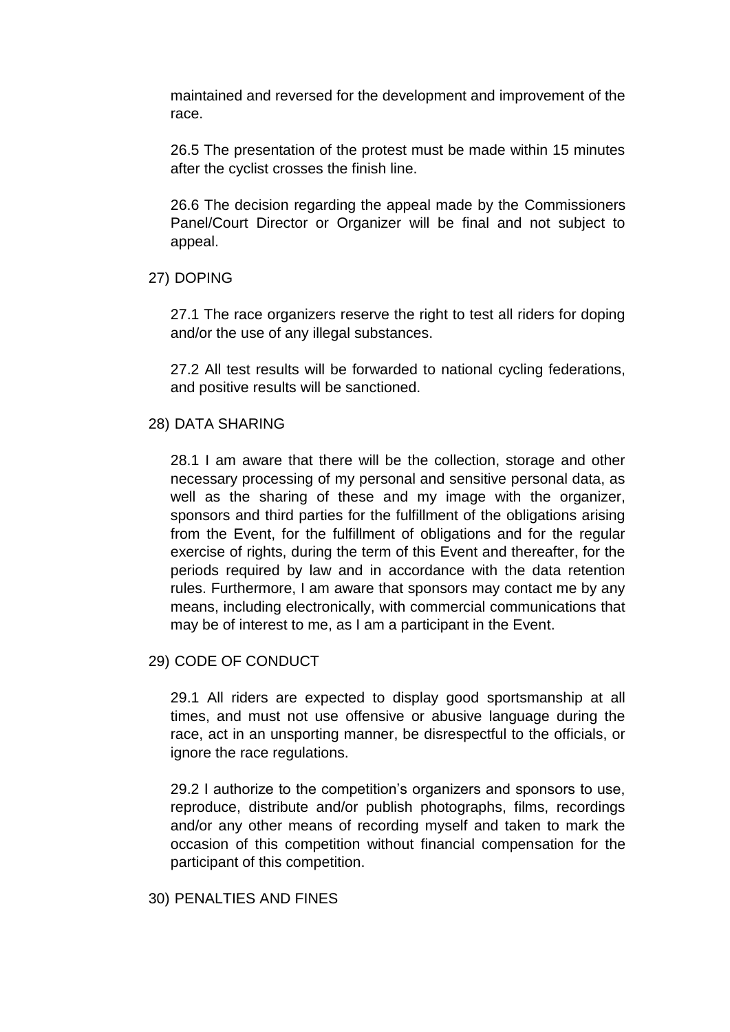maintained and reversed for the development and improvement of the race.

26.5 The presentation of the protest must be made within 15 minutes after the cyclist crosses the finish line.

26.6 The decision regarding the appeal made by the Commissioners Panel/Court Director or Organizer will be final and not subject to appeal.

## 27) DOPING

27.1 The race organizers reserve the right to test all riders for doping and/or the use of any illegal substances.

27.2 All test results will be forwarded to national cycling federations, and positive results will be sanctioned.

## 28) DATA SHARING

28.1 I am aware that there will be the collection, storage and other necessary processing of my personal and sensitive personal data, as well as the sharing of these and my image with the organizer, sponsors and third parties for the fulfillment of the obligations arising from the Event, for the fulfillment of obligations and for the regular exercise of rights, during the term of this Event and thereafter, for the periods required by law and in accordance with the data retention rules. Furthermore, I am aware that sponsors may contact me by any means, including electronically, with commercial communications that may be of interest to me, as I am a participant in the Event.

## 29) CODE OF CONDUCT

29.1 All riders are expected to display good sportsmanship at all times, and must not use offensive or abusive language during the race, act in an unsporting manner, be disrespectful to the officials, or ignore the race regulations.

29.2 I authorize to the competition's organizers and sponsors to use, reproduce, distribute and/or publish photographs, films, recordings and/or any other means of recording myself and taken to mark the occasion of this competition without financial compensation for the participant of this competition.

## 30) PENALTIES AND FINES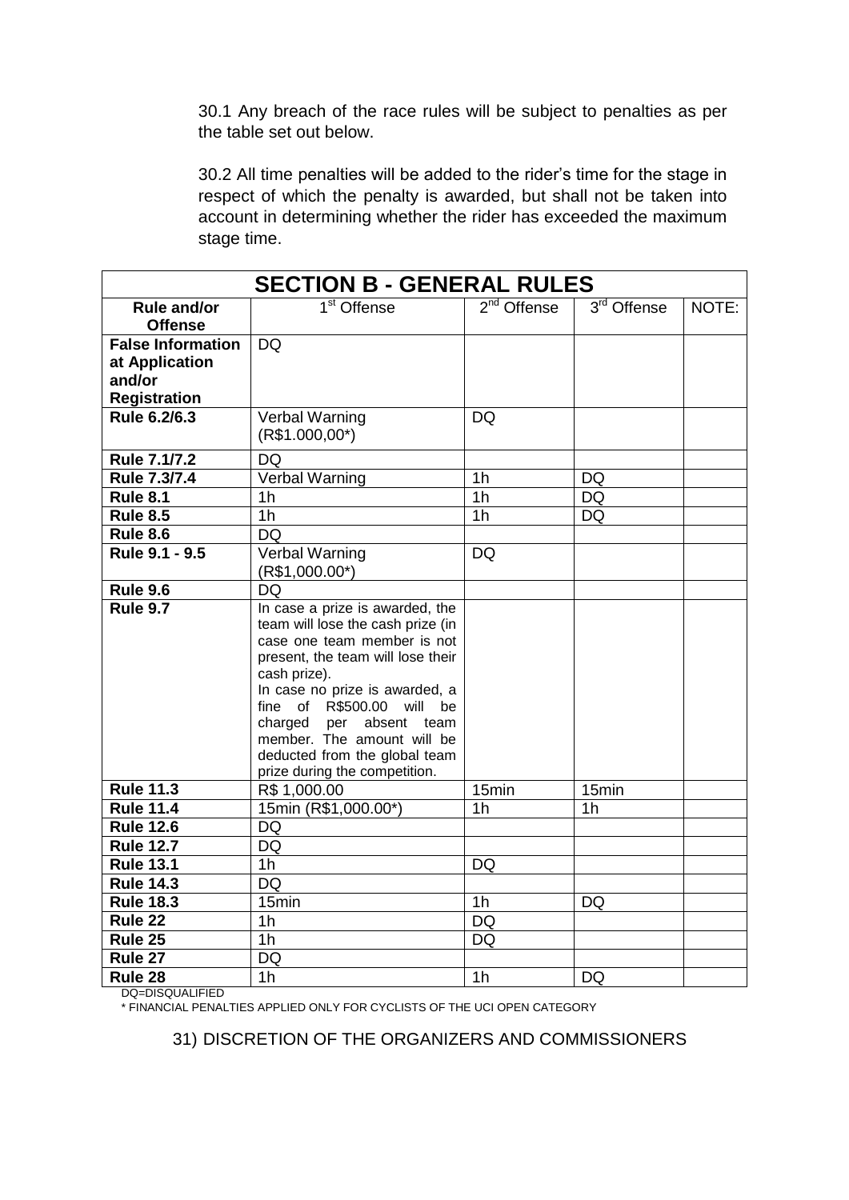30.1 Any breach of the race rules will be subject to penalties as per the table set out below.

30.2 All time penalties will be added to the rider's time for the stage in respect of which the penalty is awarded, but shall not be taken into account in determining whether the rider has exceeded the maximum stage time.

| SECTION B - GENERAL RULES | | | | |
|---|---|---|---|---|
| **Rule and/or Offense** | 1st Offense | 2nd Offense | 3rd Offense | NOTE: |
| **False Information at Application and/or Registration** | DQ | | | |
| **Rule 6.2/6.3** | Verbal Warning (R$1.000,00*) | DQ | | |
| **Rule 7.1/7.2** | DQ | | | |
| **Rule 7.3/7.4** | Verbal Warning | 1h | DQ | |
| **Rule 8.1** | 1h | 1h | DQ | |
| **Rule 8.5** | 1h | 1h | DQ | |
| **Rule 8.6** | DQ | | | |
| **Rule 9.1 - 9.5** | Verbal Warning (R$1,000.00*) | DQ | | |
| **Rule 9.6** | DQ | | | |
| **Rule 9.7** | In case a prize is awarded, the team will lose the cash prize (in case one team member is not present, the team will lose their cash prize). In case no prize is awarded, a fine of R$500.00 will be charged per absent team member. The amount will be deducted from the global team prize during the competition. | | | |
| **Rule 11.3** | R$ 1,000.00 | 15min | 15min | |
| **Rule 11.4** | 15min (R$1,000.00*) | 1h | 1h | |
| **Rule 12.6** | DQ | | | |
| **Rule 12.7** | DQ | | | |
| **Rule 13.1** | 1h | DQ | | |
| **Rule 14.3** | DQ | | | |
| **Rule 18.3** | 15min | 1h | DQ | |
| **Rule 22** | 1h | DQ | | |
| **Rule 25** | 1h | DQ | | |
| **Rule 27** | DQ | | | |
| **Rule 28** | 1h | 1h | DQ | |

DQ=DISQUALIFIED

* FINANCIAL PENALTIES APPLIED ONLY FOR CYCLISTS OF THE UCI OPEN CATEGORY

31) DISCRETION OF THE ORGANIZERS AND COMMISSIONERS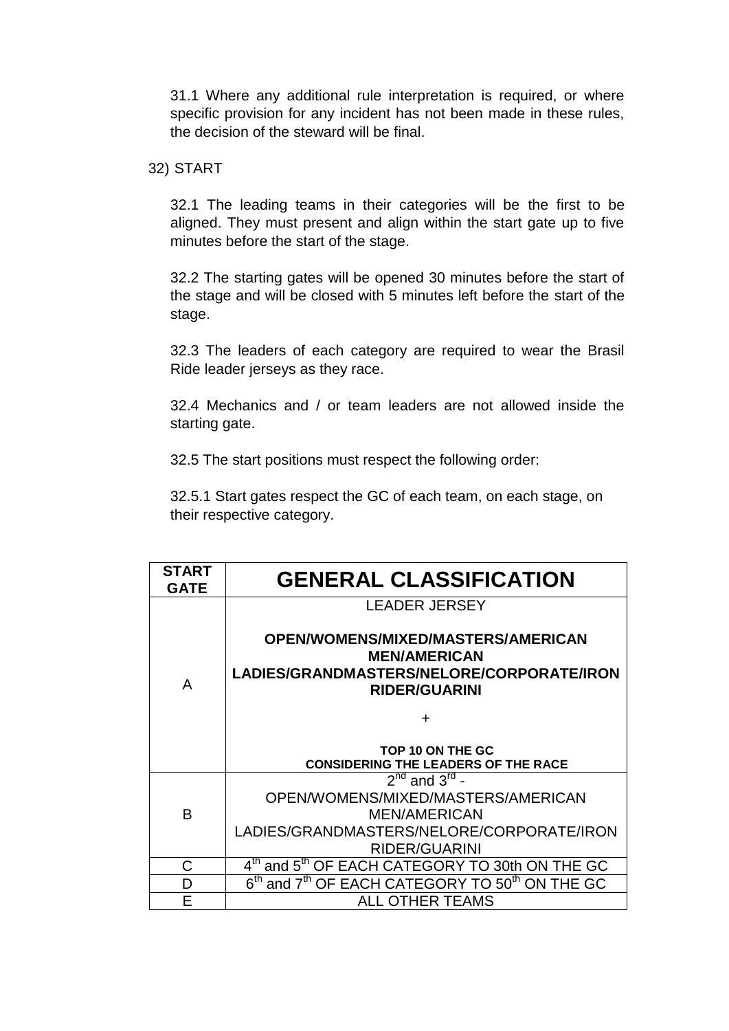31.1 Where any additional rule interpretation is required, or where specific provision for any incident has not been made in these rules, the decision of the steward will be final.

32) START

32.1 The leading teams in their categories will be the first to be aligned. They must present and align within the start gate up to five minutes before the start of the stage.

32.2 The starting gates will be opened 30 minutes before the start of the stage and will be closed with 5 minutes left before the start of the stage.

32.3 The leaders of each category are required to wear the Brasil Ride leader jerseys as they race.

32.4 Mechanics and / or team leaders are not allowed inside the starting gate.

32.5 The start positions must respect the following order:

32.5.1 Start gates respect the GC of each team, on each stage, on their respective category.

| **START GATE** | **GENERAL CLASSIFICATION** |
|---|---|
| A | LEADER JERSEY<br><br>**OPEN/WOMENS/MIXED/MASTERS/AMERICAN MEN/AMERICAN LADIES/GRANDMASTERS/NELORE/CORPORATE/IRON RIDER/GUARINI**<br><br>+<br><br>**TOP 10 ON THE GC CONSIDERING THE LEADERS OF THE RACE** |
| B | 2nd and 3rd - OPEN/WOMENS/MIXED/MASTERS/AMERICAN MEN/AMERICAN LADIES/GRANDMASTERS/NELORE/CORPORATE/IRON RIDER/GUARINI |
| C | 4th and 5th OF EACH CATEGORY TO 30th ON THE GC |
| D | 6th and 7th OF EACH CATEGORY TO 50th ON THE GC |
| E | ALL OTHER TEAMS |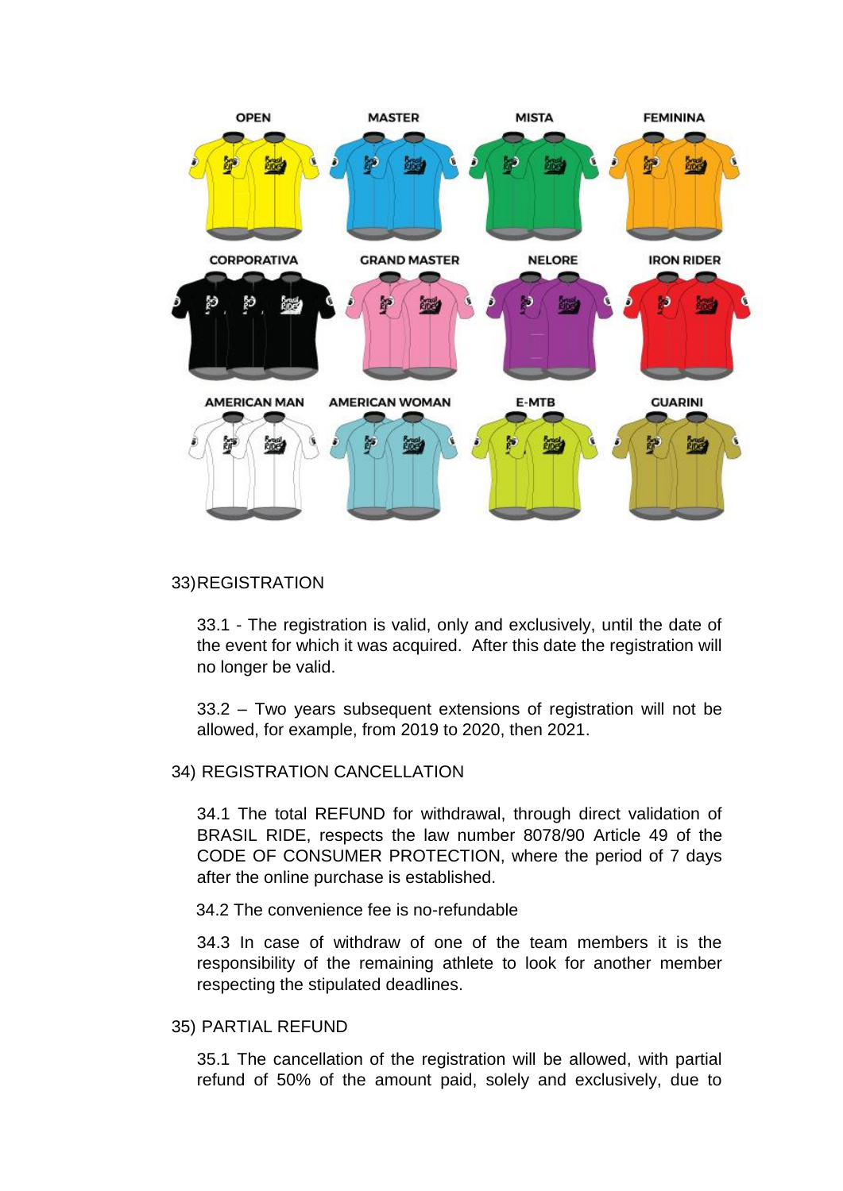OPEN MASTER MISTA FEMININA

CORPORATIVA GRAND MASTER NELORE IRON RIDER

AMERICAN MAN AMERICAN WOMAN E-MTB GUARINI

33) REGISTRATION

33.1 - The registration is valid, only and exclusively, until the date of the event for which it was acquired. After this date the registration will no longer be valid.

33.2 – Two years subsequent extensions of registration will not be allowed, for example, from 2019 to 2020, then 2021.

34) REGISTRATION CANCELLATION

34.1 The total REFUND for withdrawal, through direct validation of BRASIL RIDE, respects the law number 8078/90 Article 49 of the CODE OF CONSUMER PROTECTION, where the period of 7 days after the online purchase is established.

34.2 The convenience fee is no-refundable

34.3 In case of withdraw of one of the team members it is the responsibility of the remaining athlete to look for another member respecting the stipulated deadlines.

35) PARTIAL REFUND

35.1 The cancellation of the registration will be allowed, with partial refund of 50% of the amount paid, solely and exclusively, due to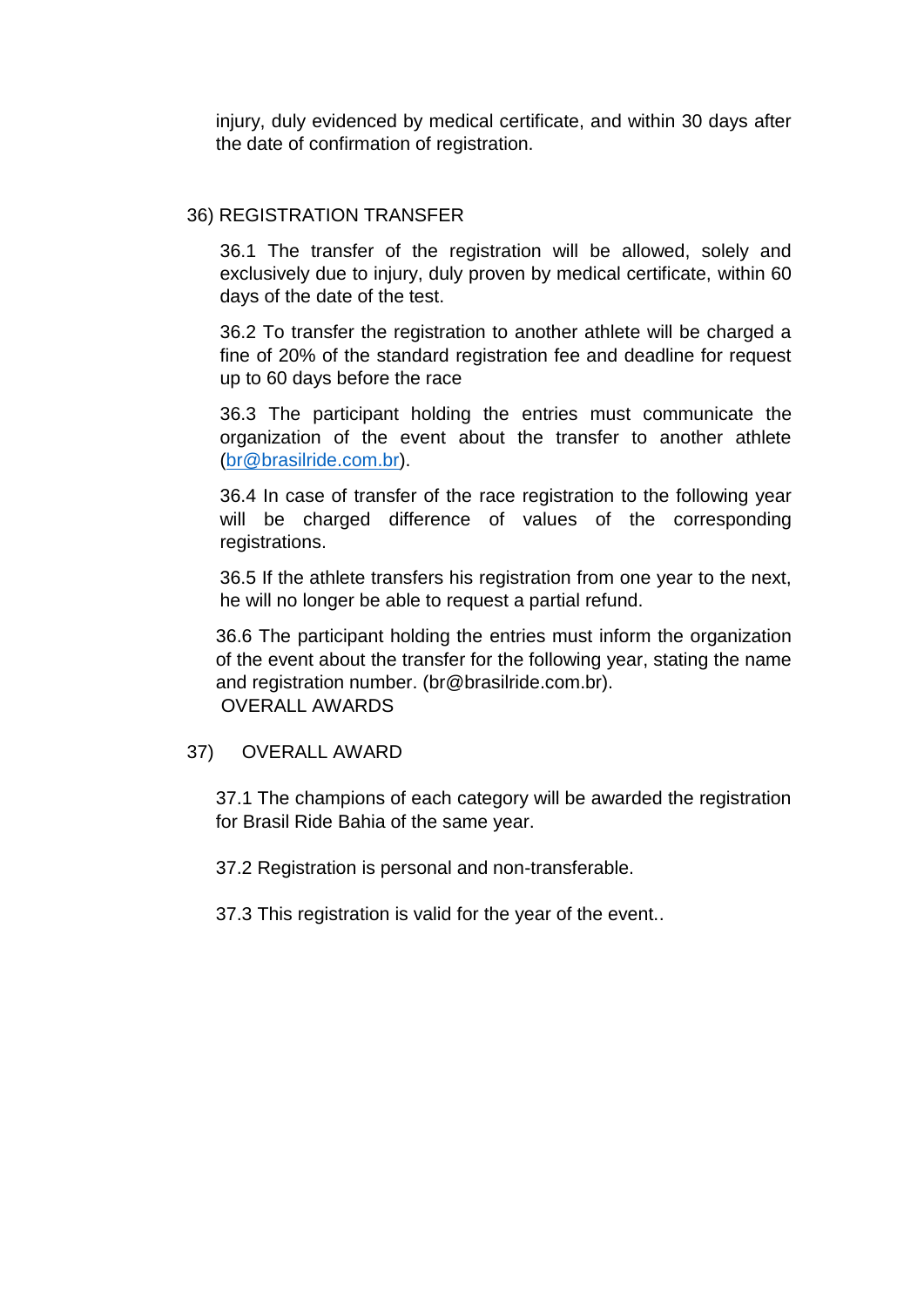injury, duly evidenced by medical certificate, and within 30 days after the date of confirmation of registration.

## 36) REGISTRATION TRANSFER

36.1 The transfer of the registration will be allowed, solely and exclusively due to injury, duly proven by medical certificate, within 60 days of the date of the test.

36.2 To transfer the registration to another athlete will be charged a fine of 20% of the standard registration fee and deadline for request up to 60 days before the race

36.3 The participant holding the entries must communicate the organization of the event about the transfer to another athlete (br@brasilride.com.br).

36.4 In case of transfer of the race registration to the following year will be charged difference of values of the corresponding registrations.

36.5 If the athlete transfers his registration from one year to the next, he will no longer be able to request a partial refund.

36.6 The participant holding the entries must inform the organization of the event about the transfer for the following year, stating the name and registration number. (br@brasilride.com.br).
OVERALL AWARDS

## 37) OVERALL AWARD

37.1 The champions of each category will be awarded the registration for Brasil Ride Bahia of the same year.

37.2 Registration is personal and non-transferable.

37.3 This registration is valid for the year of the event..